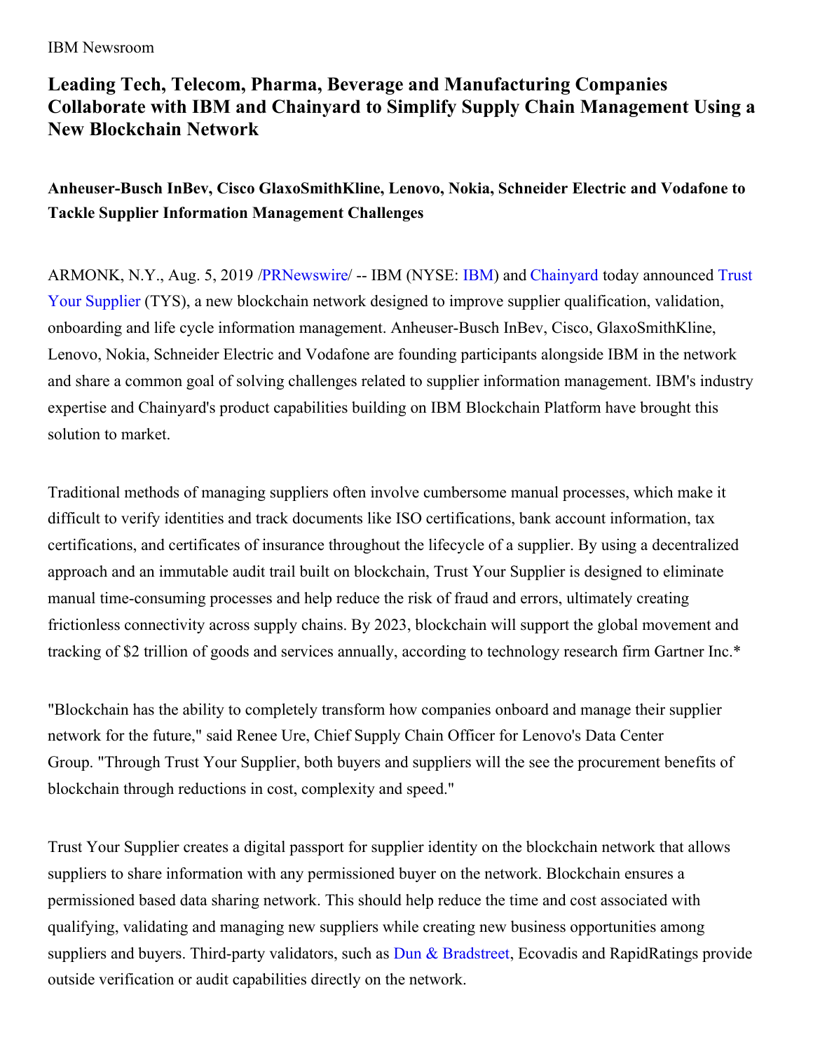IBM Newsroom

# Leading Tech, Telecom, Pharma, Beverage and Manufacturing Companies Collaborate with IBM and Chainyard to Simplify Supply Chain Management Using a New Blockchain Network

### Anheuser-Busch InBev, Cisco GlaxoSmithKline, Lenovo, Nokia, Schneider Electric and Vodafone to Tackle Supplier Information Management Challenges

ARMONK, N.Y., Aug. 5, 2019 /PRNewswire/ -- IBM (NYSE: IBM) and Chainyard today announced Trust Your Supplier (TYS), a new blockchain network designed to improve supplier qualification, validation, onboarding and life cycle information management. Anheuser-Busch InBev, Cisco, GlaxoSmithKline, Lenovo, Nokia, Schneider Electric and Vodafone are founding participants alongside IBM in the network and share a common goal of solving challenges related to supplier information management. IBM's industry expertise and Chainyard's product capabilities building on IBM Blockchain Platform have brought this solution to market.

Traditional methods of managing suppliers often involve cumbersome manual processes, which make it difficult to verify identities and track documents like ISO certifications, bank account information, tax certifications, and certificates of insurance throughout the lifecycle of a supplier. By using a decentralized approach and an immutable audit trail built on blockchain, Trust Your Supplier is designed to eliminate manual time-consuming processes and help reduce the risk of fraud and errors, ultimately creating frictionless connectivity across supply chains. By 2023, blockchain will support the global movement and tracking of $2 trillion of goods and services annually, according to technology research firm Gartner Inc.*

"Blockchain has the ability to completely transform how companies onboard and manage their supplier network for the future," said Renee Ure, Chief Supply Chain Officer for Lenovo's Data Center Group. "Through Trust Your Supplier, both buyers and suppliers will the see the procurement benefits of blockchain through reductions in cost, complexity and speed."

Trust Your Supplier creates a digital passport for supplier identity on the blockchain network that allows suppliers to share information with any permissioned buyer on the network. Blockchain ensures a permissioned based data sharing network. This should help reduce the time and cost associated with qualifying, validating and managing new suppliers while creating new business opportunities among suppliers and buyers. Third-party validators, such as Dun & Bradstreet, Ecovadis and RapidRatings provide outside verification or audit capabilities directly on the network.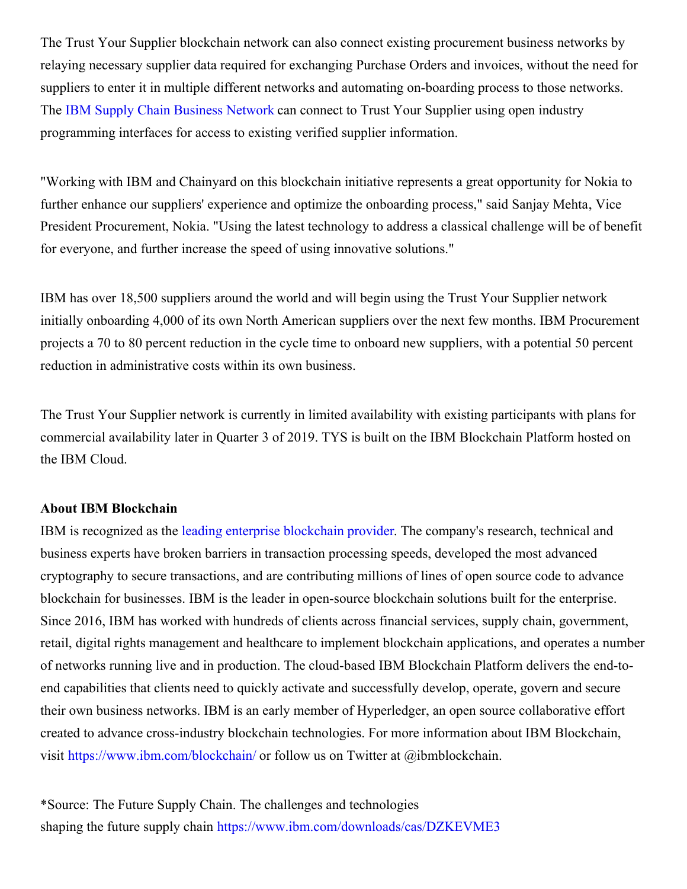The Trust Your Supplier blockchain network can also connect existing procurement business networks by relaying necessary supplier data required for exchanging Purchase Orders and invoices, without the need for suppliers to enter it in multiple different networks and automating on-boarding process to those networks. The IBM Supply Chain Business Network can connect to Trust Your Supplier using open industry programming interfaces for access to existing verified supplier information.

"Working with IBM and Chainyard on this blockchain initiative represents a great opportunity for Nokia to further enhance our suppliers' experience and optimize the onboarding process," said Sanjay Mehta, Vice President Procurement, Nokia. "Using the latest technology to address a classical challenge will be of benefit for everyone, and further increase the speed of using innovative solutions."

IBM has over 18,500 suppliers around the world and will begin using the Trust Your Supplier network initially onboarding 4,000 of its own North American suppliers over the next few months. IBM Procurement projects a 70 to 80 percent reduction in the cycle time to onboard new suppliers, with a potential 50 percent reduction in administrative costs within its own business.

The Trust Your Supplier network is currently in limited availability with existing participants with plans for commercial availability later in Quarter 3 of 2019. TYS is built on the IBM Blockchain Platform hosted on the IBM Cloud.

**About IBM Blockchain**

IBM is recognized as the leading enterprise blockchain provider. The company's research, technical and business experts have broken barriers in transaction processing speeds, developed the most advanced cryptography to secure transactions, and are contributing millions of lines of open source code to advance blockchain for businesses. IBM is the leader in open-source blockchain solutions built for the enterprise. Since 2016, IBM has worked with hundreds of clients across financial services, supply chain, government, retail, digital rights management and healthcare to implement blockchain applications, and operates a number of networks running live and in production. The cloud-based IBM Blockchain Platform delivers the end-to-end capabilities that clients need to quickly activate and successfully develop, operate, govern and secure their own business networks. IBM is an early member of Hyperledger, an open source collaborative effort created to advance cross-industry blockchain technologies. For more information about IBM Blockchain, visit https://www.ibm.com/blockchain/ or follow us on Twitter at @ibmblockchain.

*Source: The Future Supply Chain. The challenges and technologies shaping the future supply chain https://www.ibm.com/downloads/cas/DZKEVME3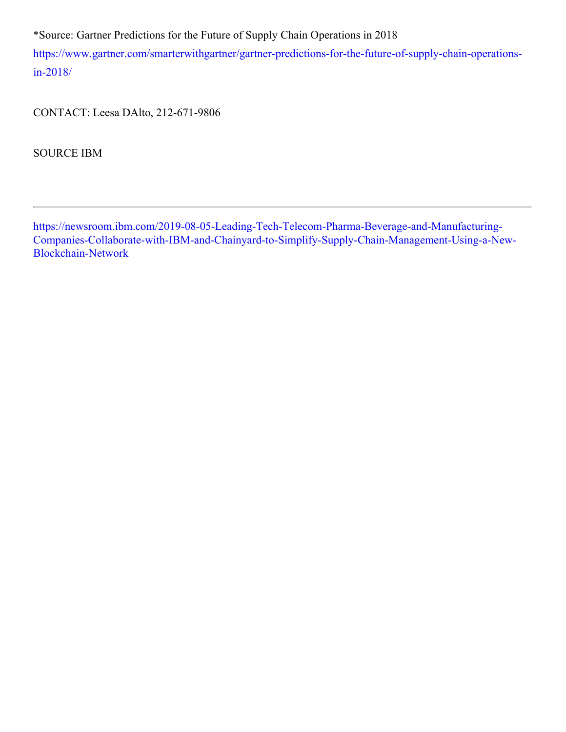*Source: Gartner Predictions for the Future of Supply Chain Operations in 2018
https://www.gartner.com/smarterwithgartner/gartner-predictions-for-the-future-of-supply-chain-operations-in-2018/

CONTACT: Leesa DAlto, 212-671-9806

SOURCE IBM

---

https://newsroom.ibm.com/2019-08-05-Leading-Tech-Telecom-Pharma-Beverage-and-Manufacturing-Companies-Collaborate-with-IBM-and-Chainyard-to-Simplify-Supply-Chain-Management-Using-a-New-Blockchain-Network